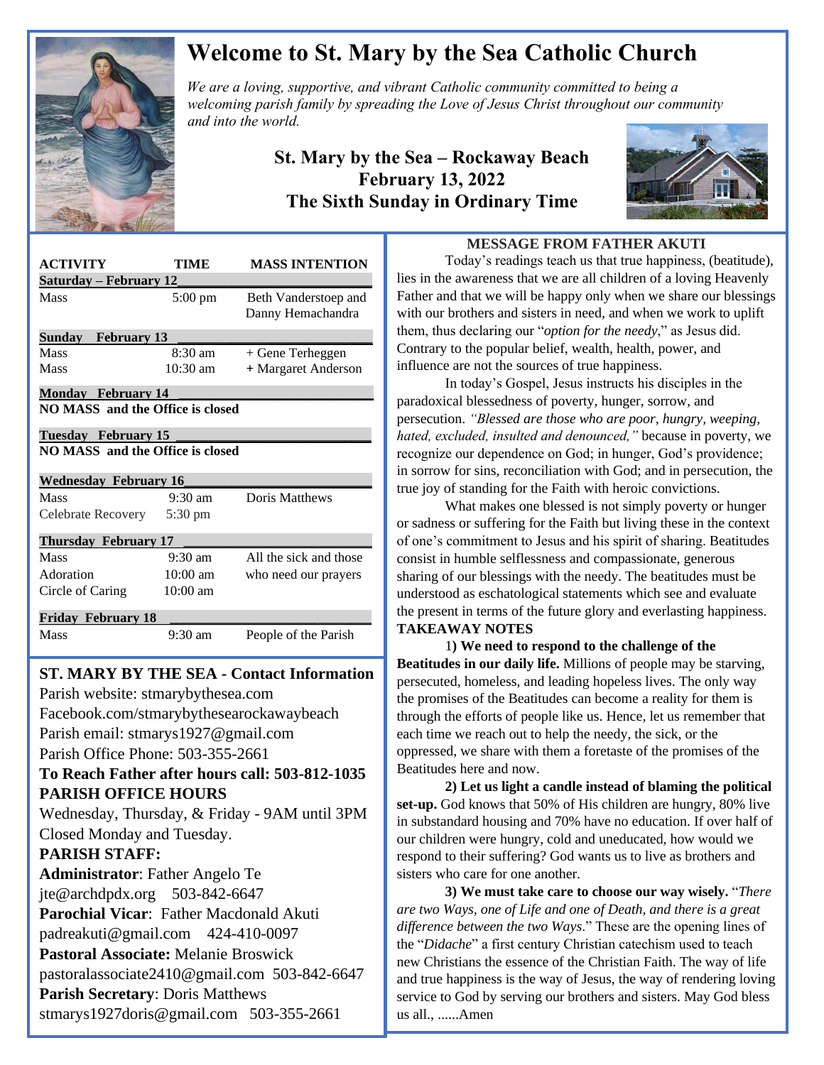# Welcome to St. Mary by the Sea Catholic Church

*We are a loving, supportive, and vibrant Catholic community committed to being a welcoming parish family by spreading the Love of Jesus Christ throughout our community and into the world.*

**St. Mary by the Sea – Rockaway Beach**
**February 13, 2022**
**The Sixth Sunday in Ordinary Time**

| ACTIVITY | TIME | MASS INTENTION |
|---|---|---|
| **Saturday – February 12** | | |
| Mass | 5:00 pm | Beth Vanderstoep and Danny Hemachandra |
| **Sunday February 13** | | |
| Mass | 8:30 am | + Gene Terheggen |
| Mass | 10:30 am | + Margaret Anderson |
| **Monday February 14** | | |
| **NO MASS and the Office is closed** | | |
| **Tuesday February 15** | | |
| **NO MASS and the Office is closed** | | |
| **Wednesday February 16** | | |
| Mass | 9:30 am | Doris Matthews |
| Celebrate Recovery | 5:30 pm | |
| **Thursday February 17** | | |
| Mass | 9:30 am | All the sick and those who need our prayers |
| Adoration | 10:00 am | |
| Circle of Caring | 10:00 am | |
| **Friday February 18** | | |
| Mass | 9:30 am | People of the Parish |

## ST. MARY BY THE SEA - Contact Information

Parish website: stmarybythesea.com
Facebook.com/stmarybythesearockawaybeach
Parish email: stmarys1927@gmail.com
Parish Office Phone: 503-355-2661

**To Reach Father after hours call: 503-812-1035**

**PARISH OFFICE HOURS**

Wednesday, Thursday, & Friday - 9AM until 3PM
Closed Monday and Tuesday.

**PARISH STAFF:**

**Administrator**: Father Angelo Te
jte@archdpdx.org 503-842-6647

**Parochial Vicar**: Father Macdonald Akuti
padreakuti@gmail.com 424-410-0097

**Pastoral Associate:** Melanie Broswick
pastoralassociate2410@gmail.com 503-842-6647

**Parish Secretary**: Doris Matthews
stmarys1927doris@gmail.com 503-355-2661

## MESSAGE FROM FATHER AKUTI

Today's readings teach us that true happiness, (beatitude), lies in the awareness that we are all children of a loving Heavenly Father and that we will be happy only when we share our blessings with our brothers and sisters in need, and when we work to uplift them, thus declaring our "*option for the needy*," as Jesus did. Contrary to the popular belief, wealth, health, power, and influence are not the sources of true happiness.

In today's Gospel, Jesus instructs his disciples in the paradoxical blessedness of poverty, hunger, sorrow, and persecution. *"Blessed are those who are poor, hungry, weeping, hated, excluded, insulted and denounced,"* because in poverty, we recognize our dependence on God; in hunger, God's providence; in sorrow for sins, reconciliation with God; and in persecution, the true joy of standing for the Faith with heroic convictions.

What makes one blessed is not simply poverty or hunger or sadness or suffering for the Faith but living these in the context of one's commitment to Jesus and his spirit of sharing. Beatitudes consist in humble selflessness and compassionate, generous sharing of our blessings with the needy. The beatitudes must be understood as eschatological statements which see and evaluate the present in terms of the future glory and everlasting happiness.

**TAKEAWAY NOTES**

1**) We need to respond to the challenge of the Beatitudes in our daily life.** Millions of people may be starving, persecuted, homeless, and leading hopeless lives. The only way the promises of the Beatitudes can become a reality for them is through the efforts of people like us. Hence, let us remember that each time we reach out to help the needy, the sick, or the oppressed, we share with them a foretaste of the promises of the Beatitudes here and now.

**2) Let us light a candle instead of blaming the political set-up.** God knows that 50% of His children are hungry, 80% live in substandard housing and 70% have no education. If over half of our children were hungry, cold and uneducated, how would we respond to their suffering? God wants us to live as brothers and sisters who care for one another.

**3) We must take care to choose our way wisely.** "*There are two Ways, one of Life and one of Death, and there is a great difference between the two Ways*." These are the opening lines of the "*Didache*" a first century Christian catechism used to teach new Christians the essence of the Christian Faith. The way of life and true happiness is the way of Jesus, the way of rendering loving service to God by serving our brothers and sisters. May God bless us all., ......Amen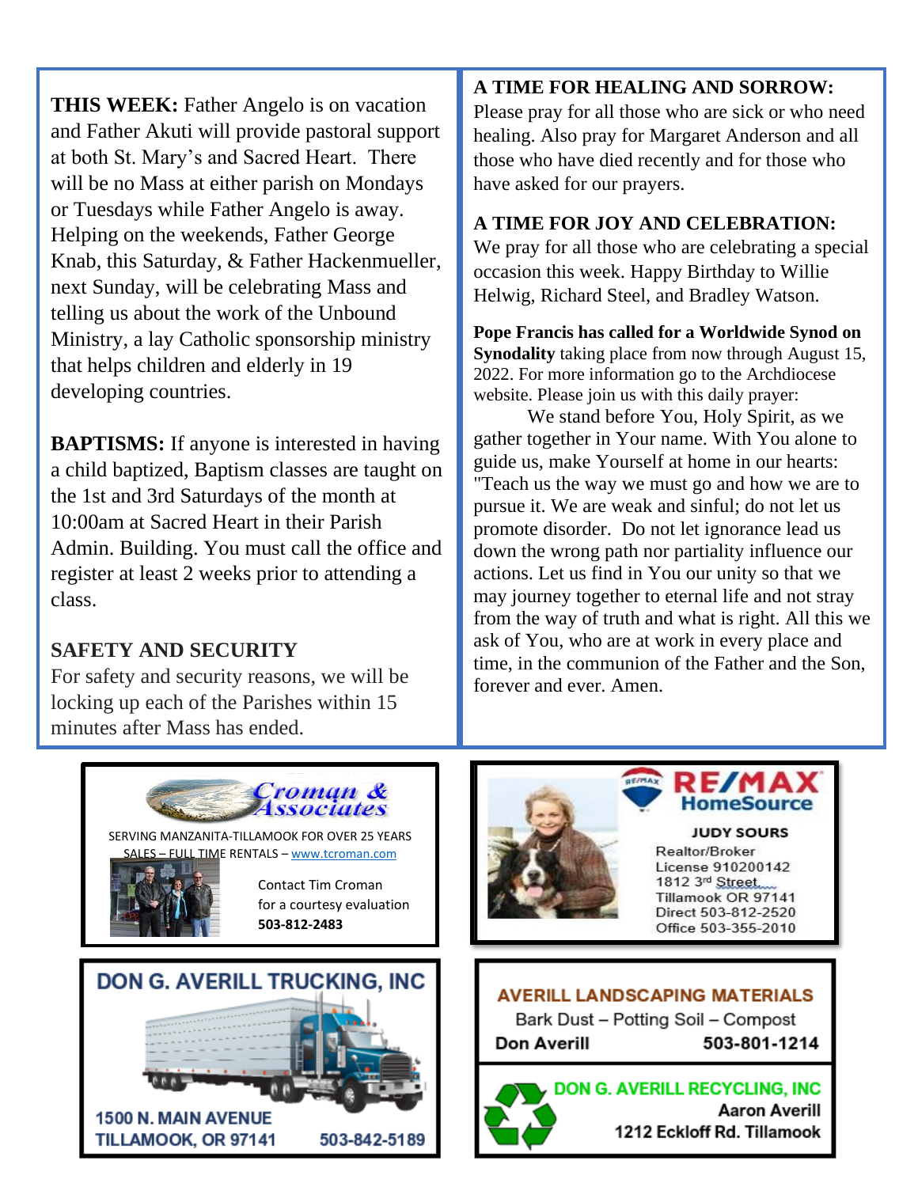**THIS WEEK:** Father Angelo is on vacation and Father Akuti will provide pastoral support at both St. Mary's and Sacred Heart. There will be no Mass at either parish on Mondays or Tuesdays while Father Angelo is away. Helping on the weekends, Father George Knab, this Saturday, & Father Hackenmueller, next Sunday, will be celebrating Mass and telling us about the work of the Unbound Ministry, a lay Catholic sponsorship ministry that helps children and elderly in 19 developing countries.

**BAPTISMS:** If anyone is interested in having a child baptized, Baptism classes are taught on the 1st and 3rd Saturdays of the month at 10:00am at Sacred Heart in their Parish Admin. Building. You must call the office and register at least 2 weeks prior to attending a class.

**SAFETY AND SECURITY**

For safety and security reasons, we will be locking up each of the Parishes within 15 minutes after Mass has ended.

**A TIME FOR HEALING AND SORROW:**

Please pray for all those who are sick or who need healing. Also pray for Margaret Anderson and all those who have died recently and for those who have asked for our prayers.

**A TIME FOR JOY AND CELEBRATION:**

We pray for all those who are celebrating a special occasion this week. Happy Birthday to Willie Helwig, Richard Steel, and Bradley Watson.

**Pope Francis has called for a Worldwide Synod on Synodality** taking place from now through August 15, 2022. For more information go to the Archdiocese website. Please join us with this daily prayer:

We stand before You, Holy Spirit, as we gather together in Your name. With You alone to guide us, make Yourself at home in our hearts: "Teach us the way we must go and how we are to pursue it. We are weak and sinful; do not let us promote disorder. Do not let ignorance lead us down the wrong path nor partiality influence our actions. Let us find in You our unity so that we may journey together to eternal life and not stray from the way of truth and what is right. All this we ask of You, who are at work in every place and time, in the communion of the Father and the Son, forever and ever. Amen.

Croman & Associates
SERVING MANZANITA-TILLAMOOK FOR OVER 25 YEARS
SALES – FULL TIME RENTALS – www.tcroman.com
Contact Tim Croman
for a courtesy evaluation
**503-812-2483**

RE/MAX HomeSource
**JUDY SOURS**
Realtor/Broker
License 910200142
1812 3rd Street
Tillamook OR 97141
Direct 503-812-2520
Office 503-355-2010

**DON G. AVERILL TRUCKING, INC**
1500 N. MAIN AVENUE
TILLAMOOK, OR 97141
503-842-5189

**AVERILL LANDSCAPING MATERIALS**
Bark Dust – Potting Soil – Compost
**Don Averill** **503-801-1214**

**DON G. AVERILL RECYCLING, INC**
**Aaron Averill**
**1212 Eckloff Rd. Tillamook**